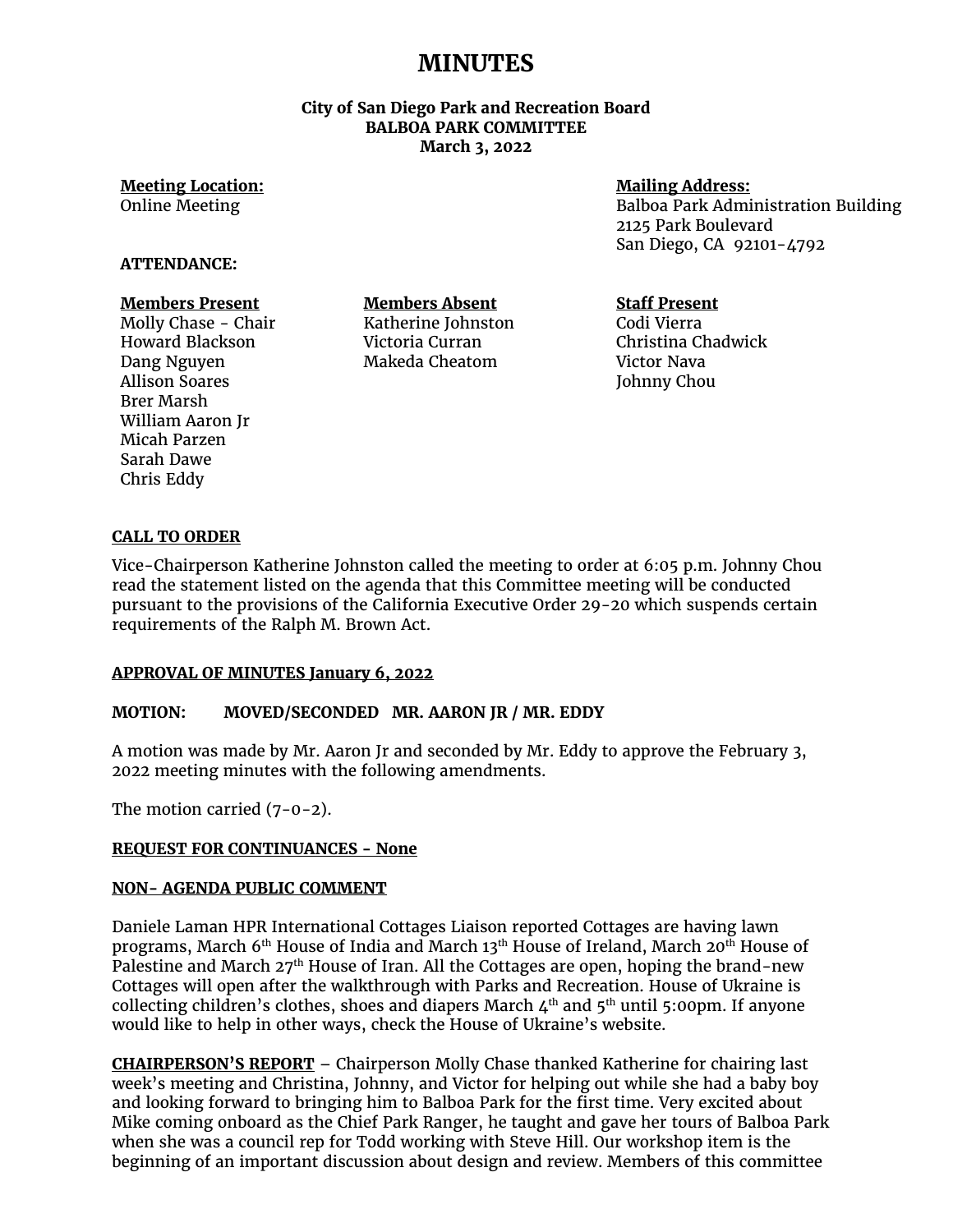# MINUTES

**City of San Diego Park and Recreation Board**
**BALBOA PARK COMMITTEE**
**March 3, 2022**

**Meeting Location:**
Online Meeting

**Mailing Address:**
Balboa Park Administration Building
2125 Park Boulevard
San Diego, CA 92101-4792

**ATTENDANCE:**

| Members Present | Members Absent | Staff Present |
| --- | --- | --- |
| Molly Chase - Chair | Katherine Johnston | Codi Vierra |
| Howard Blackson | Victoria Curran | Christina Chadwick |
| Dang Nguyen | Makeda Cheatom | Victor Nava |
| Allison Soares | | Johnny Chou |
| Brer Marsh | | |
| William Aaron Jr | | |
| Micah Parzen | | |
| Sarah Dawe | | |
| Chris Eddy | | |

**CALL TO ORDER**

Vice-Chairperson Katherine Johnston called the meeting to order at 6:05 p.m. Johnny Chou read the statement listed on the agenda that this Committee meeting will be conducted pursuant to the provisions of the California Executive Order 29-20 which suspends certain requirements of the Ralph M. Brown Act.

**APPROVAL OF MINUTES January 6, 2022**

**MOTION: MOVED/SECONDED MR. AARON JR / MR. EDDY**

A motion was made by Mr. Aaron Jr and seconded by Mr. Eddy to approve the February 3, 2022 meeting minutes with the following amendments.

The motion carried (7-0-2).

**REQUEST FOR CONTINUANCES - None**

**NON- AGENDA PUBLIC COMMENT**

Daniele Laman HPR International Cottages Liaison reported Cottages are having lawn programs, March 6th House of India and March 13th House of Ireland, March 20th House of Palestine and March 27th House of Iran. All the Cottages are open, hoping the brand-new Cottages will open after the walkthrough with Parks and Recreation. House of Ukraine is collecting children's clothes, shoes and diapers March 4th and 5th until 5:00pm. If anyone would like to help in other ways, check the House of Ukraine's website.

**CHAIRPERSON'S REPORT** – Chairperson Molly Chase thanked Katherine for chairing last week's meeting and Christina, Johnny, and Victor for helping out while she had a baby boy and looking forward to bringing him to Balboa Park for the first time. Very excited about Mike coming onboard as the Chief Park Ranger, he taught and gave her tours of Balboa Park when she was a council rep for Todd working with Steve Hill. Our workshop item is the beginning of an important discussion about design and review. Members of this committee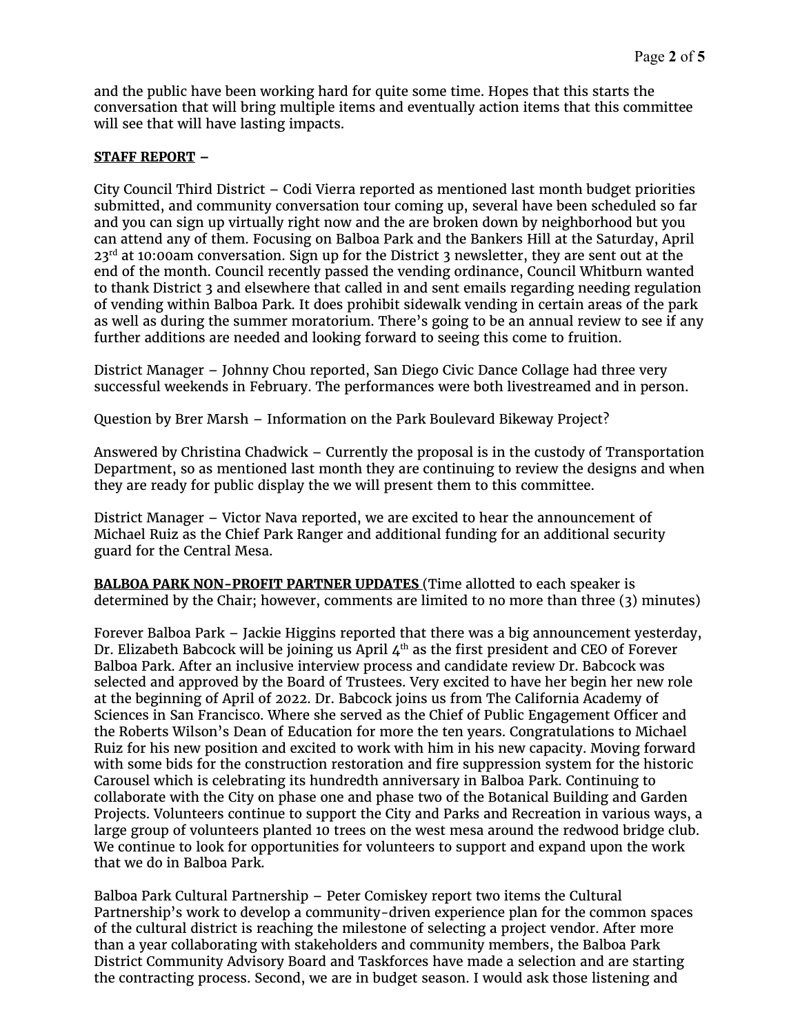and the public have been working hard for quite some time. Hopes that this starts the conversation that will bring multiple items and eventually action items that this committee will see that will have lasting impacts.

**STAFF REPORT** –

City Council Third District – Codi Vierra reported as mentioned last month budget priorities submitted, and community conversation tour coming up, several have been scheduled so far and you can sign up virtually right now and the are broken down by neighborhood but you can attend any of them. Focusing on Balboa Park and the Bankers Hill at the Saturday, April 23rd at 10:00am conversation. Sign up for the District 3 newsletter, they are sent out at the end of the month. Council recently passed the vending ordinance, Council Whitburn wanted to thank District 3 and elsewhere that called in and sent emails regarding needing regulation of vending within Balboa Park. It does prohibit sidewalk vending in certain areas of the park as well as during the summer moratorium. There's going to be an annual review to see if any further additions are needed and looking forward to seeing this come to fruition.

District Manager – Johnny Chou reported, San Diego Civic Dance Collage had three very successful weekends in February. The performances were both livestreamed and in person.

Question by Brer Marsh – Information on the Park Boulevard Bikeway Project?

Answered by Christina Chadwick – Currently the proposal is in the custody of Transportation Department, so as mentioned last month they are continuing to review the designs and when they are ready for public display the we will present them to this committee.

District Manager – Victor Nava reported, we are excited to hear the announcement of Michael Ruiz as the Chief Park Ranger and additional funding for an additional security guard for the Central Mesa.

**BALBOA PARK NON-PROFIT PARTNER UPDATES** (Time allotted to each speaker is determined by the Chair; however, comments are limited to no more than three (3) minutes)

Forever Balboa Park – Jackie Higgins reported that there was a big announcement yesterday, Dr. Elizabeth Babcock will be joining us April 4th as the first president and CEO of Forever Balboa Park. After an inclusive interview process and candidate review Dr. Babcock was selected and approved by the Board of Trustees. Very excited to have her begin her new role at the beginning of April of 2022. Dr. Babcock joins us from The California Academy of Sciences in San Francisco. Where she served as the Chief of Public Engagement Officer and the Roberts Wilson's Dean of Education for more the ten years. Congratulations to Michael Ruiz for his new position and excited to work with him in his new capacity. Moving forward with some bids for the construction restoration and fire suppression system for the historic Carousel which is celebrating its hundredth anniversary in Balboa Park. Continuing to collaborate with the City on phase one and phase two of the Botanical Building and Garden Projects. Volunteers continue to support the City and Parks and Recreation in various ways, a large group of volunteers planted 10 trees on the west mesa around the redwood bridge club. We continue to look for opportunities for volunteers to support and expand upon the work that we do in Balboa Park.

Balboa Park Cultural Partnership – Peter Comiskey report two items the Cultural Partnership's work to develop a community-driven experience plan for the common spaces of the cultural district is reaching the milestone of selecting a project vendor. After more than a year collaborating with stakeholders and community members, the Balboa Park District Community Advisory Board and Taskforces have made a selection and are starting the contracting process. Second, we are in budget season. I would ask those listening and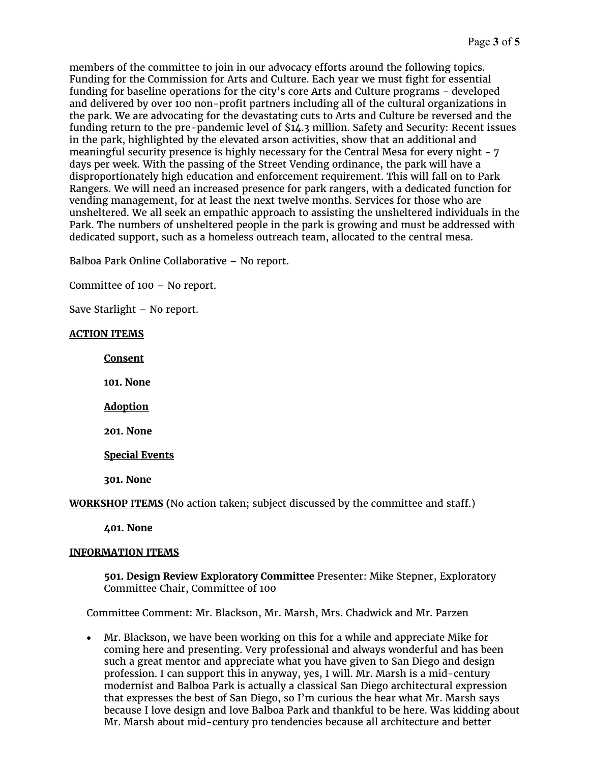members of the committee to join in our advocacy efforts around the following topics. Funding for the Commission for Arts and Culture. Each year we must fight for essential funding for baseline operations for the city's core Arts and Culture programs - developed and delivered by over 100 non-profit partners including all of the cultural organizations in the park. We are advocating for the devastating cuts to Arts and Culture be reversed and the funding return to the pre-pandemic level of $14.3 million. Safety and Security: Recent issues in the park, highlighted by the elevated arson activities, show that an additional and meaningful security presence is highly necessary for the Central Mesa for every night - 7 days per week. With the passing of the Street Vending ordinance, the park will have a disproportionately high education and enforcement requirement. This will fall on to Park Rangers. We will need an increased presence for park rangers, with a dedicated function for vending management, for at least the next twelve months. Services for those who are unsheltered. We all seek an empathic approach to assisting the unsheltered individuals in the Park. The numbers of unsheltered people in the park is growing and must be addressed with dedicated support, such as a homeless outreach team, allocated to the central mesa.

Balboa Park Online Collaborative – No report.

Committee of 100 – No report.

Save Starlight – No report.

**ACTION ITEMS**

**Consent**

**101. None**

**Adoption**

**201. None**

**Special Events**

**301. None**

**WORKSHOP ITEMS (**No action taken; subject discussed by the committee and staff.)

**401. None**

**INFORMATION ITEMS**

**501. Design Review Exploratory Committee** Presenter: Mike Stepner, Exploratory Committee Chair, Committee of 100

Committee Comment: Mr. Blackson, Mr. Marsh, Mrs. Chadwick and Mr. Parzen

- Mr. Blackson, we have been working on this for a while and appreciate Mike for coming here and presenting. Very professional and always wonderful and has been such a great mentor and appreciate what you have given to San Diego and design profession. I can support this in anyway, yes, I will. Mr. Marsh is a mid-century modernist and Balboa Park is actually a classical San Diego architectural expression that expresses the best of San Diego, so I'm curious the hear what Mr. Marsh says because I love design and love Balboa Park and thankful to be here. Was kidding about Mr. Marsh about mid-century pro tendencies because all architecture and better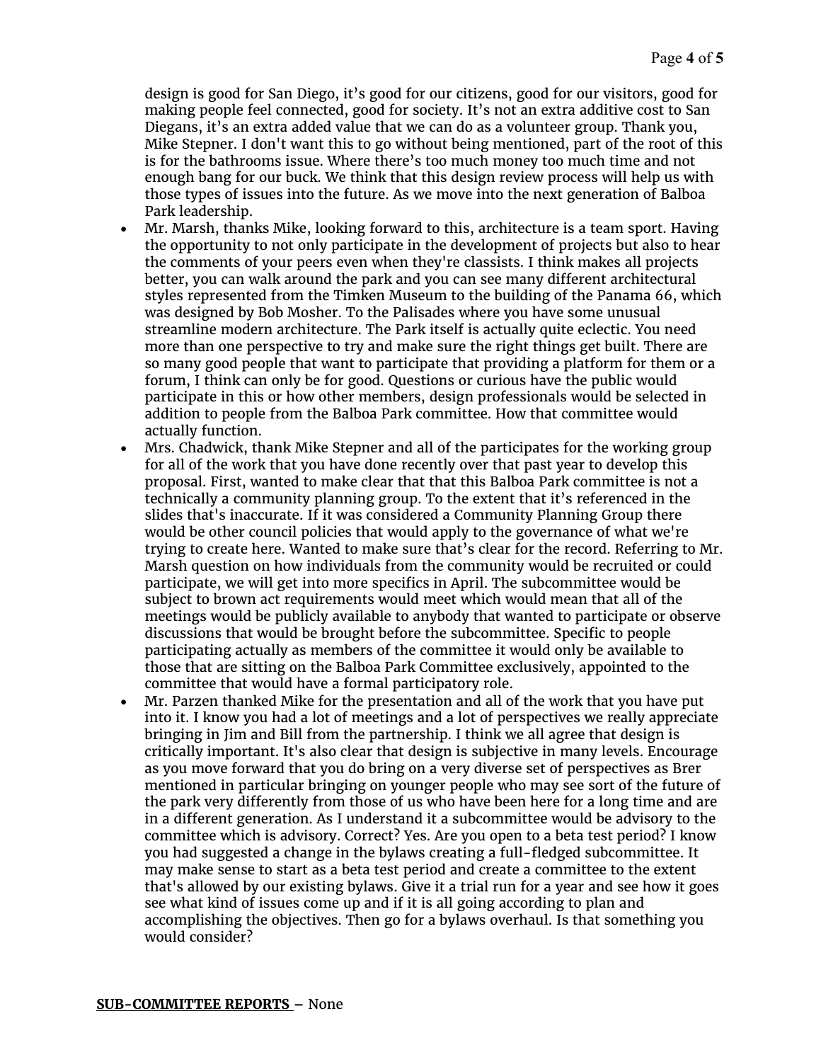design is good for San Diego, it's good for our citizens, good for our visitors, good for making people feel connected, good for society. It's not an extra additive cost to San Diegans, it's an extra added value that we can do as a volunteer group. Thank you, Mike Stepner. I don't want this to go without being mentioned, part of the root of this is for the bathrooms issue. Where there's too much money too much time and not enough bang for our buck. We think that this design review process will help us with those types of issues into the future. As we move into the next generation of Balboa Park leadership.

- Mr. Marsh, thanks Mike, looking forward to this, architecture is a team sport. Having the opportunity to not only participate in the development of projects but also to hear the comments of your peers even when they're classists. I think makes all projects better, you can walk around the park and you can see many different architectural styles represented from the Timken Museum to the building of the Panama 66, which was designed by Bob Mosher. To the Palisades where you have some unusual streamline modern architecture. The Park itself is actually quite eclectic. You need more than one perspective to try and make sure the right things get built. There are so many good people that want to participate that providing a platform for them or a forum, I think can only be for good. Questions or curious have the public would participate in this or how other members, design professionals would be selected in addition to people from the Balboa Park committee. How that committee would actually function.
- Mrs. Chadwick, thank Mike Stepner and all of the participates for the working group for all of the work that you have done recently over that past year to develop this proposal. First, wanted to make clear that that this Balboa Park committee is not a technically a community planning group. To the extent that it's referenced in the slides that's inaccurate. If it was considered a Community Planning Group there would be other council policies that would apply to the governance of what we're trying to create here. Wanted to make sure that's clear for the record. Referring to Mr. Marsh question on how individuals from the community would be recruited or could participate, we will get into more specifics in April. The subcommittee would be subject to brown act requirements would meet which would mean that all of the meetings would be publicly available to anybody that wanted to participate or observe discussions that would be brought before the subcommittee. Specific to people participating actually as members of the committee it would only be available to those that are sitting on the Balboa Park Committee exclusively, appointed to the committee that would have a formal participatory role.
- Mr. Parzen thanked Mike for the presentation and all of the work that you have put into it. I know you had a lot of meetings and a lot of perspectives we really appreciate bringing in Jim and Bill from the partnership. I think we all agree that design is critically important. It's also clear that design is subjective in many levels. Encourage as you move forward that you do bring on a very diverse set of perspectives as Brer mentioned in particular bringing on younger people who may see sort of the future of the park very differently from those of us who have been here for a long time and are in a different generation. As I understand it a subcommittee would be advisory to the committee which is advisory. Correct? Yes. Are you open to a beta test period? I know you had suggested a change in the bylaws creating a full-fledged subcommittee. It may make sense to start as a beta test period and create a committee to the extent that's allowed by our existing bylaws. Give it a trial run for a year and see how it goes see what kind of issues come up and if it is all going according to plan and accomplishing the objectives. Then go for a bylaws overhaul. Is that something you would consider?

**SUB-COMMITTEE REPORTS –** None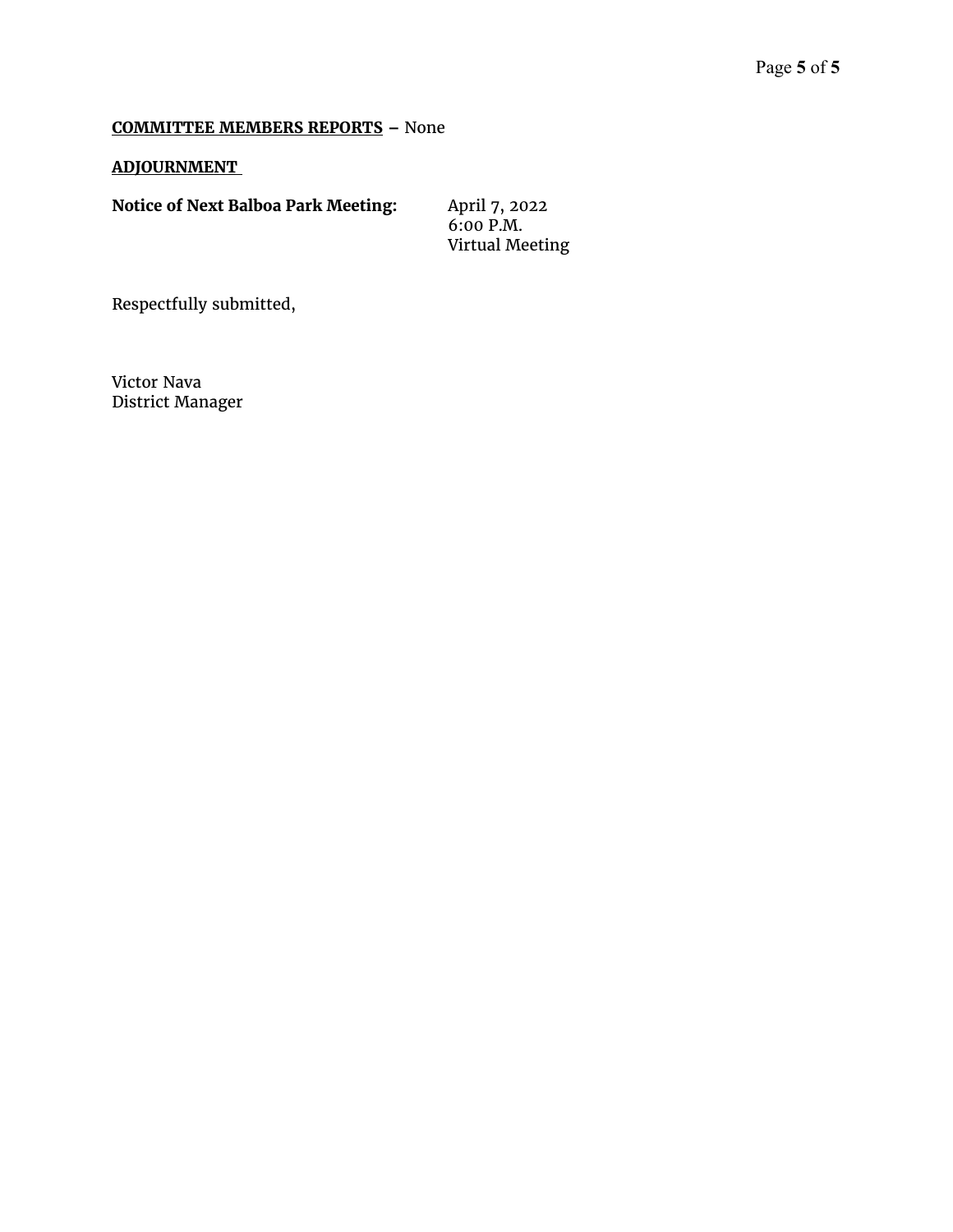**COMMITTEE MEMBERS REPORTS** – None

**ADJOURNMENT**

**Notice of Next Balboa Park Meeting:** April 7, 2022
6:00 P.M.
Virtual Meeting

Respectfully submitted,

Victor Nava
District Manager